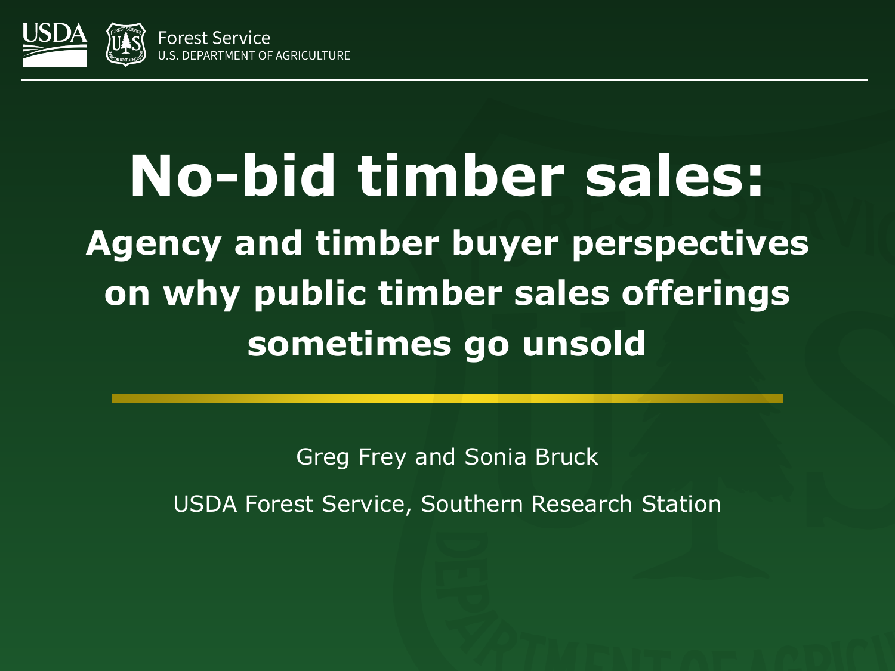USDA Forest Service
U.S. DEPARTMENT OF AGRICULTURE

# No-bid timber sales:

## Agency and timber buyer perspectives on why public timber sales offerings sometimes go unsold

Greg Frey and Sonia Bruck

USDA Forest Service, Southern Research Station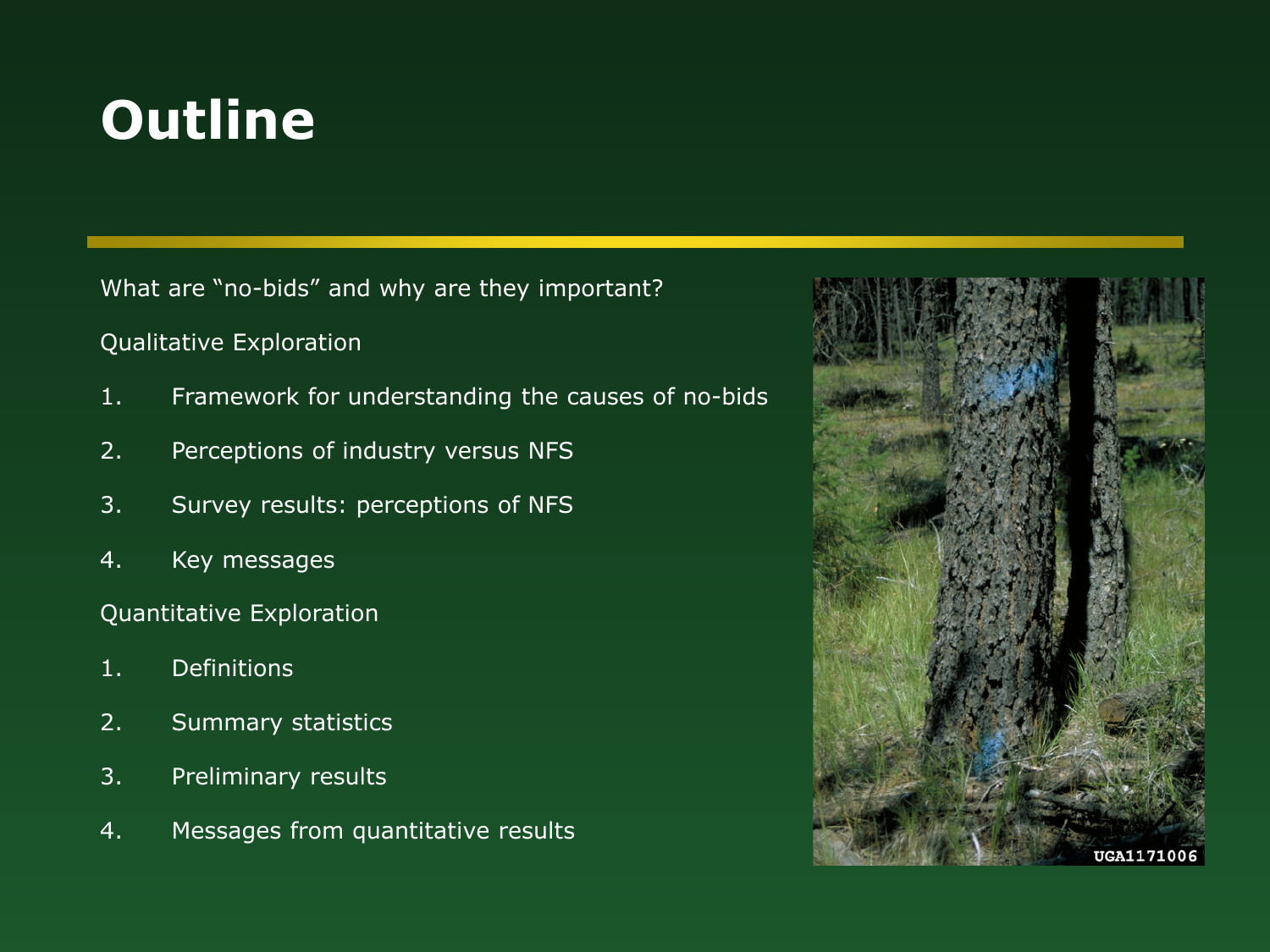# Outline

What are "no-bids" and why are they important?

Qualitative Exploration

1. Framework for understanding the causes of no-bids
2. Perceptions of industry versus NFS
3. Survey results: perceptions of NFS
4. Key messages

Quantitative Exploration

1. Definitions
2. Summary statistics
3. Preliminary results
4. Messages from quantitative results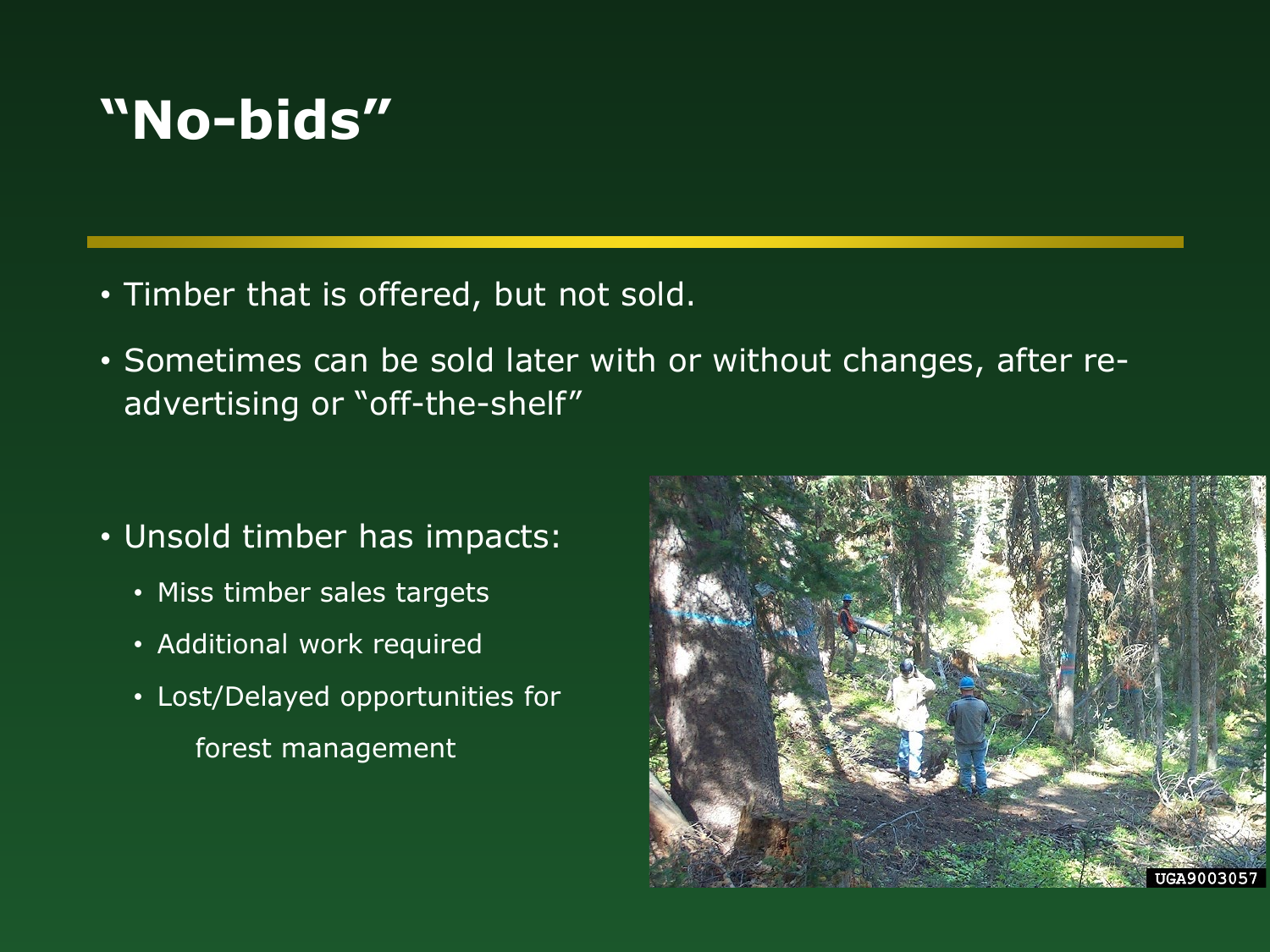# "No-bids"

- Timber that is offered, but not sold.
- Sometimes can be sold later with or without changes, after re-advertising or "off-the-shelf"
- Unsold timber has impacts:
  - Miss timber sales targets
  - Additional work required
  - Lost/Delayed opportunities for forest management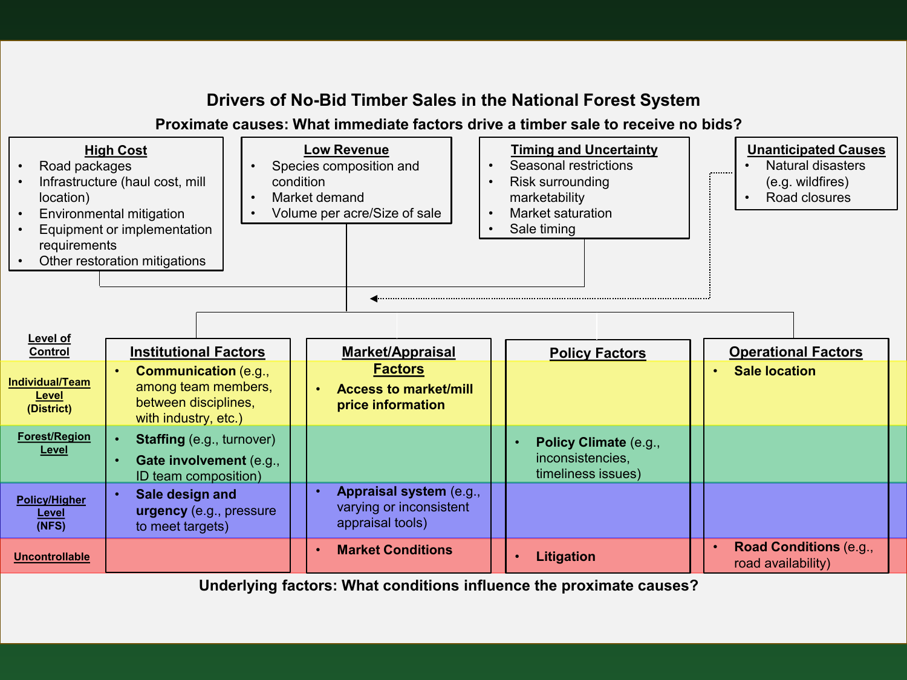# Drivers of No-Bid Timber Sales in the National Forest System

## Proximate causes: What immediate factors drive a timber sale to receive no bids?

**High Cost**

- Road packages
- Infrastructure (haul cost, mill location)
- Environmental mitigation
- Equipment or implementation requirements
- Other restoration mitigations

**Low Revenue**

- Species composition and condition
- Market demand
- Volume per acre/Size of sale

**Timing and Uncertainty**

- Seasonal restrictions
- Risk surrounding marketability
- Market saturation
- Sale timing

**Unanticipated Causes**

- Natural disasters (e.g. wildfires)
- Road closures

| Level of Control | Institutional Factors | Market/Appraisal Factors | Policy Factors | Operational Factors |
| --- | --- | --- | --- | --- |
| Individual/Team Level (District) | • **Communication** (e.g., among team members, between disciplines, with industry, etc.) | • **Access to market/mill price information** | | • **Sale location** |
| Forest/Region Level | • **Staffing** (e.g., turnover)<br>• **Gate involvement** (e.g., ID team composition) | | • **Policy Climate** (e.g., inconsistencies, timeliness issues) | |
| Policy/Higher Level (NFS) | • **Sale design and urgency** (e.g., pressure to meet targets) | • **Appraisal system** (e.g., varying or inconsistent appraisal tools) | | |
| Uncontrollable | | • **Market Conditions** | • **Litigation** | • **Road Conditions** (e.g., road availability) |

## Underlying factors: What conditions influence the proximate causes?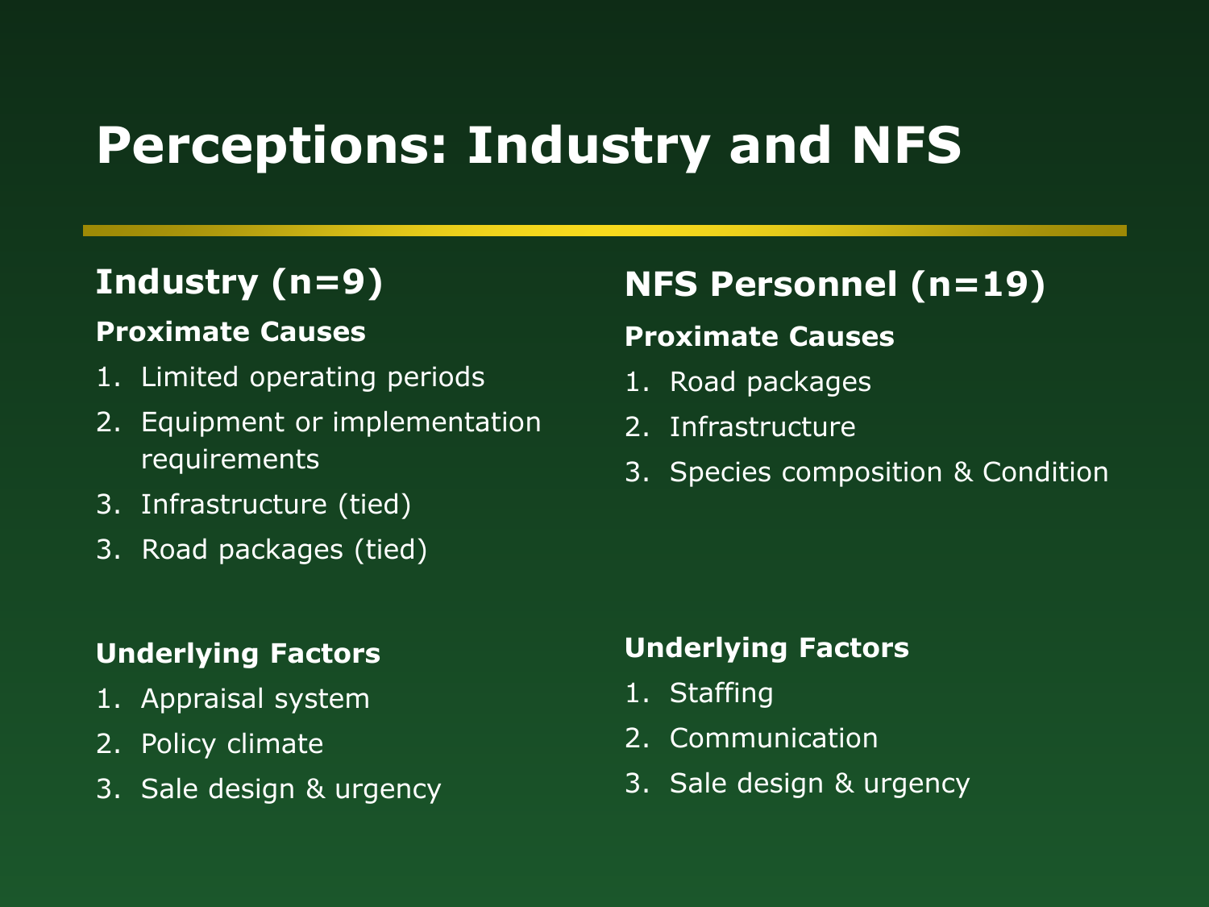# Perceptions: Industry and NFS

## Industry (n=9)

### Proximate Causes

1. Limited operating periods
2. Equipment or implementation requirements
3. Infrastructure (tied)
3. Road packages (tied)

### Underlying Factors

1. Appraisal system
2. Policy climate
3. Sale design & urgency

## NFS Personnel (n=19)

### Proximate Causes

1. Road packages
2. Infrastructure
3. Species composition & Condition

### Underlying Factors

1. Staffing
2. Communication
3. Sale design & urgency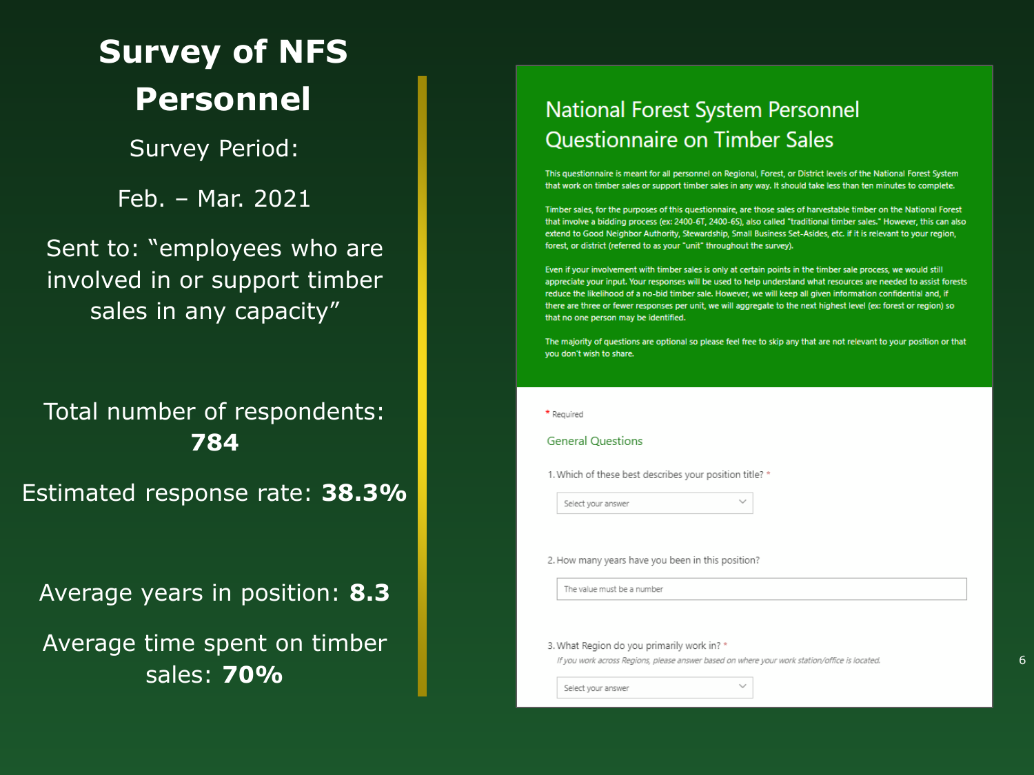# Survey of NFS Personnel

Survey Period:

Feb. – Mar. 2021

Sent to: "employees who are involved in or support timber sales in any capacity"

Total number of respondents: **784**

Estimated response rate: **38.3%**

Average years in position: **8.3**

Average time spent on timber sales: **70%**

## National Forest System Personnel Questionnaire on Timber Sales

This questionnaire is meant for all personnel on Regional, Forest, or District levels of the National Forest System that work on timber sales or support timber sales in any way. It should take less than ten minutes to complete.

Timber sales, for the purposes of this questionnaire, are those sales of harvestable timber on the National Forest that involve a bidding process (ex: 2400-6T, 2400-6S), also called "traditional timber sales." However, this can also extend to Good Neighbor Authority, Stewardship, Small Business Set-Asides, etc. if it is relevant to your region, forest, or district (referred to as your "unit" throughout the survey).

Even if your involvement with timber sales is only at certain points in the timber sale process, we would still appreciate your input. Your responses will be used to help understand what resources are needed to assist forests reduce the likelihood of a no-bid timber sale. However, we will keep all given information confidential and, if there are three or fewer responses per unit, we will aggregate to the next highest level (ex: forest or region) so that no one person may be identified.

The majority of questions are optional so please feel free to skip any that are not relevant to your position or that you don't wish to share.

\* Required

### General Questions

1. Which of these best describes your position title? *

Select your answer

2. How many years have you been in this position?

The value must be a number

3. What Region do you primarily work in? *

*If you work across Regions, please answer based on where your work station/office is located.*

Select your answer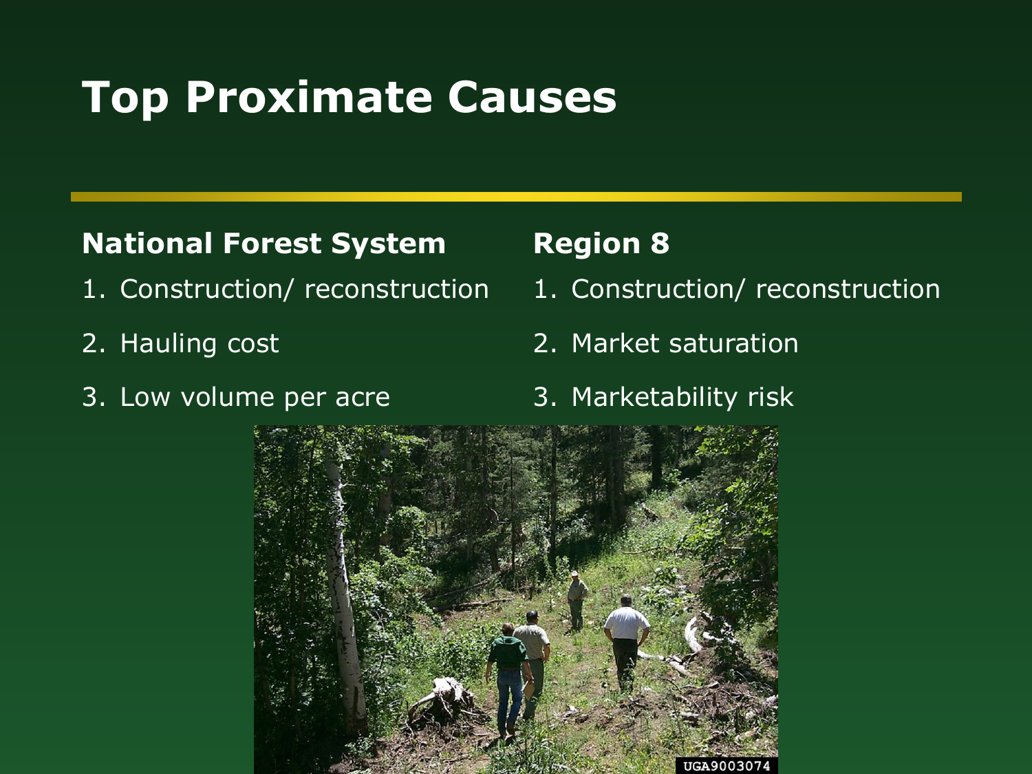# Top Proximate Causes

**National Forest System**

1. Construction/ reconstruction
2. Hauling cost
3. Low volume per acre

**Region 8**

1. Construction/ reconstruction
2. Market saturation
3. Marketability risk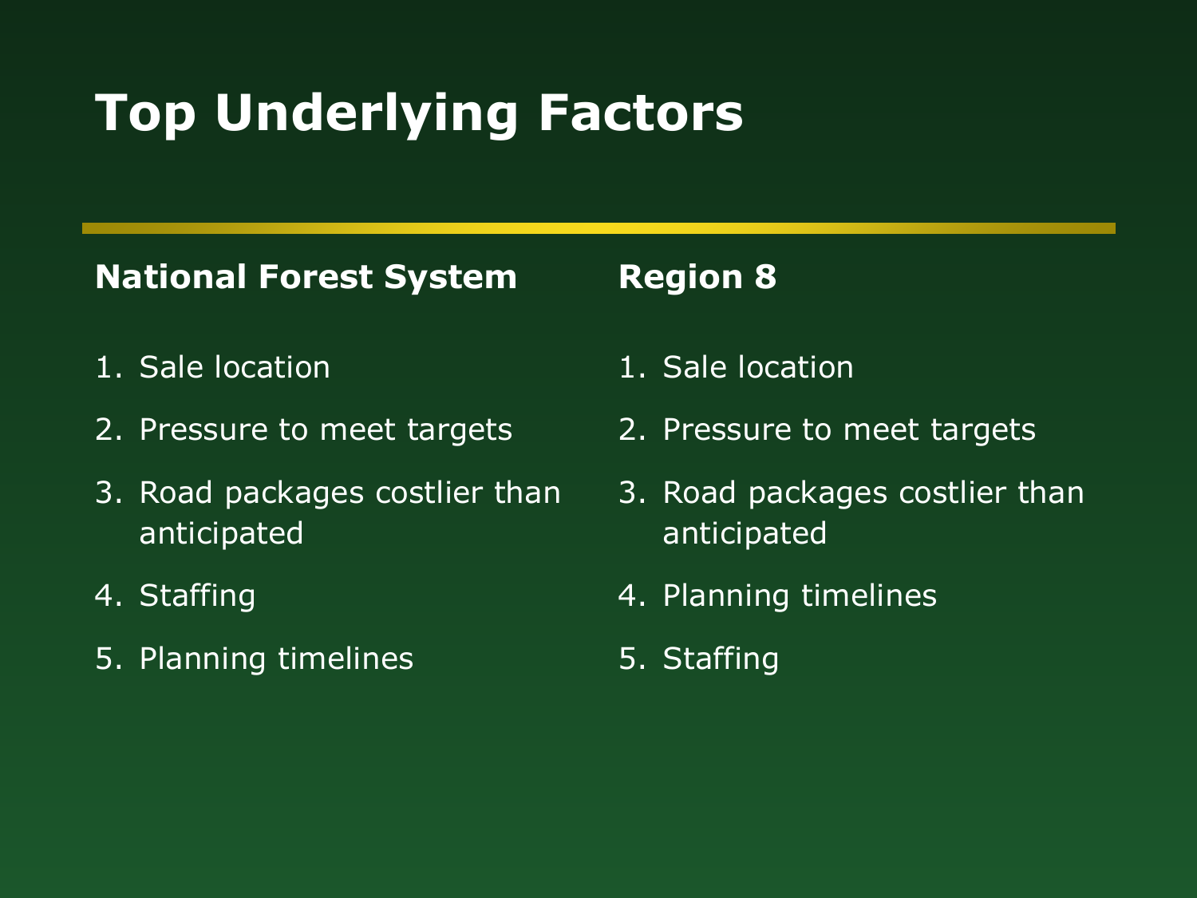# Top Underlying Factors

### National Forest System

1. Sale location
2. Pressure to meet targets
3. Road packages costlier than anticipated
4. Staffing
5. Planning timelines

### Region 8

1. Sale location
2. Pressure to meet targets
3. Road packages costlier than anticipated
4. Planning timelines
5. Staffing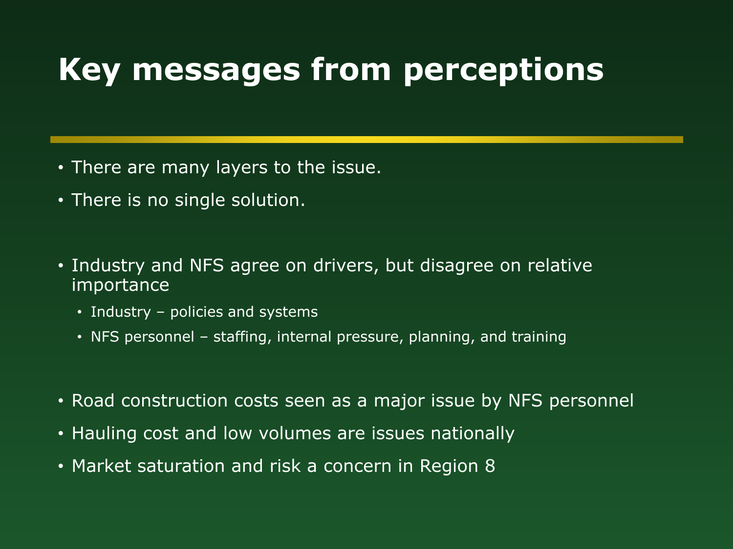# Key messages from perceptions

- There are many layers to the issue.
- There is no single solution.

- Industry and NFS agree on drivers, but disagree on relative importance
  - Industry – policies and systems
  - NFS personnel – staffing, internal pressure, planning, and training

- Road construction costs seen as a major issue by NFS personnel
- Hauling cost and low volumes are issues nationally
- Market saturation and risk a concern in Region 8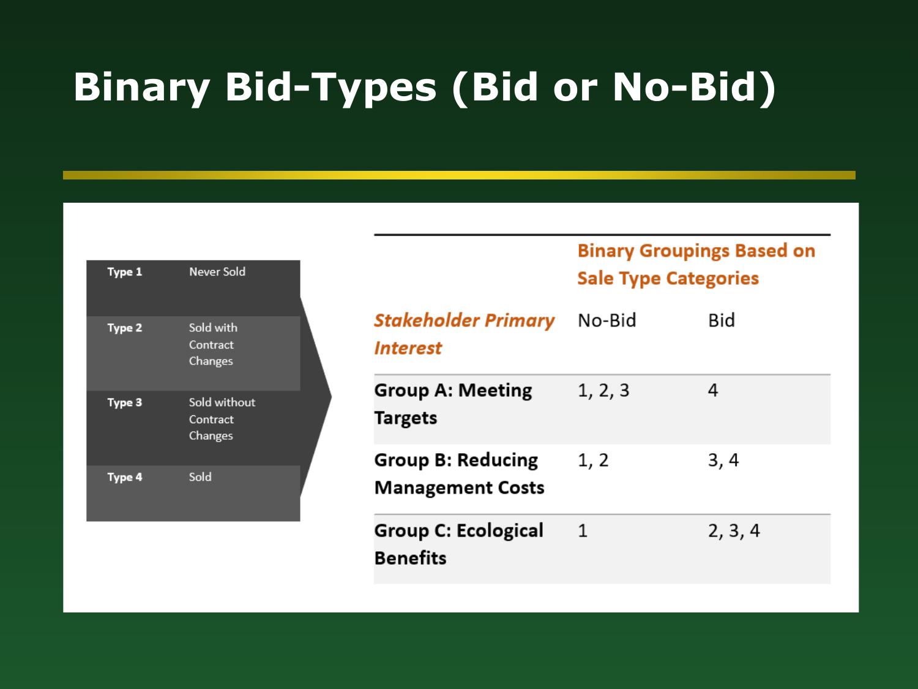# Binary Bid-Types (Bid or No-Bid)

| | |
|---|---|
| **Type 1** | Never Sold |
| **Type 2** | Sold with Contract Changes |
| **Type 3** | Sold without Contract Changes |
| **Type 4** | Sold |

| | Binary Groupings Based on Sale Type Categories | |
|---|---|---|
| ***Stakeholder Primary Interest*** | No-Bid | Bid |
| **Group A: Meeting Targets** | 1, 2, 3 | 4 |
| **Group B: Reducing Management Costs** | 1, 2 | 3, 4 |
| **Group C: Ecological Benefits** | 1 | 2, 3, 4 |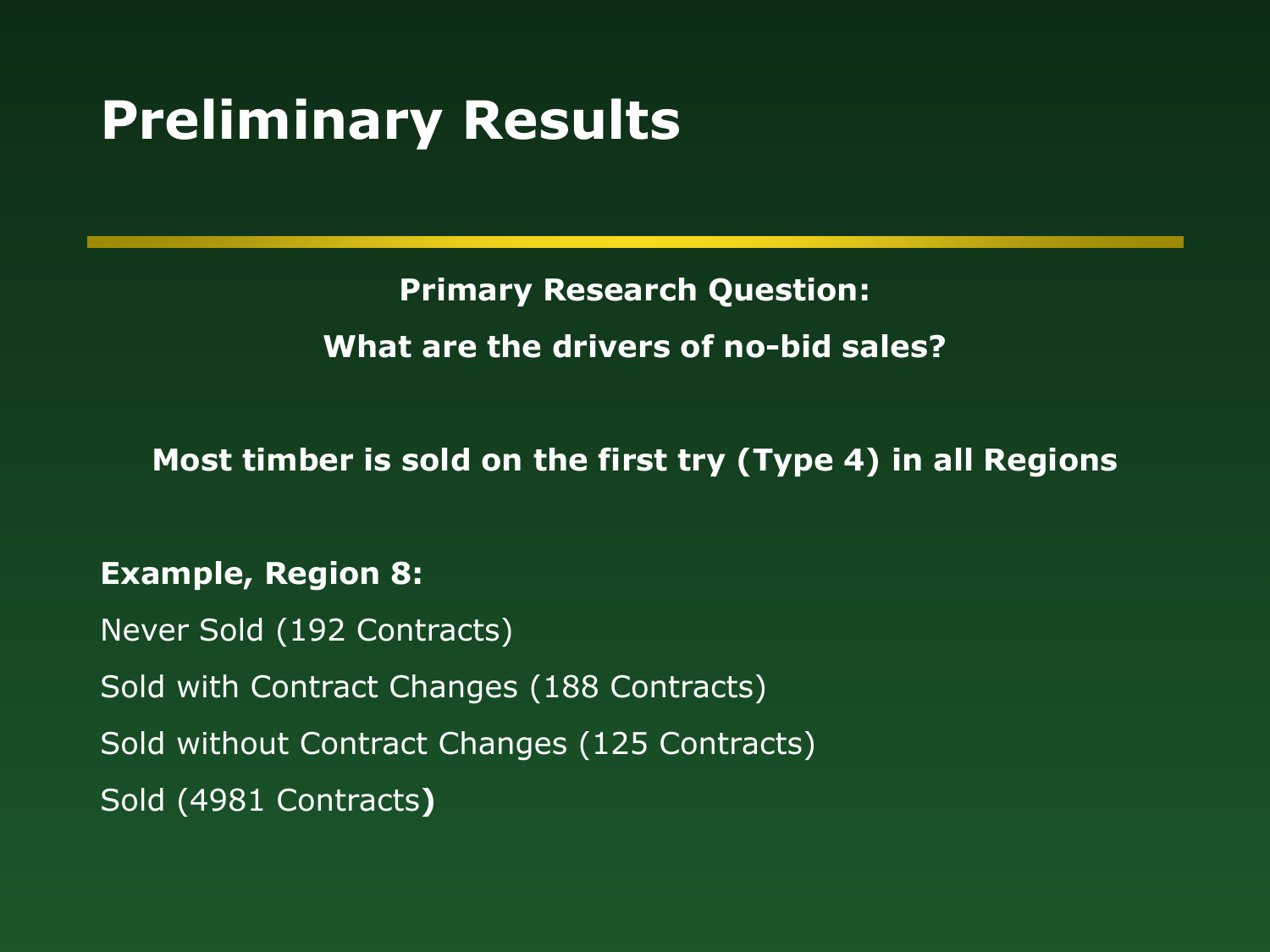# Preliminary Results

**Primary Research Question:**

**What are the drivers of no-bid sales?**

**Most timber is sold on the first try (Type 4) in all Regions**

**Example, Region 8:**

Never Sold (192 Contracts)

Sold with Contract Changes (188 Contracts)

Sold without Contract Changes (125 Contracts)

Sold (4981 Contracts)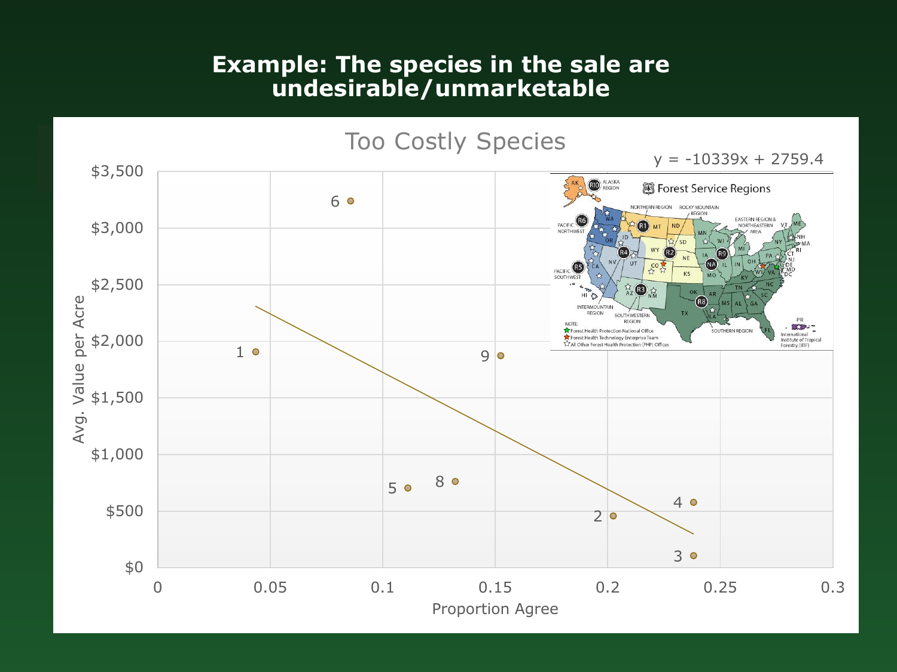# Example: The species in the sale are undesirable/unmarketable

Too Costly Species

$y = -10339x + 2759.4$

Avg. Value per Acre

$3,500
$3,000
$2,500
$2,000
$1,500
$1,000
$500
$0

Proportion Agree

0
0.05
0.1
0.15
0.2
0.25
0.3

1
2
3
4
5
6
8
9

Forest Service Regions

AK R10 ALASKA REGION
R6 PACIFIC NORTHWEST
R5 PACIFIC SOUTHWEST
R1 NORTHERN REGION
R2 ROCKY MOUNTAIN REGION
R4 INTERMOUNTAIN REGION
R3 SOUTHWESTERN REGION
R8 SOUTHERN REGION
R9 NA EASTERN REGION & NORTHEASTERN AREA

WA OR CA NV ID UT AZ MT WY CO NM ND SD NE KS OK TX MN IA MO AR LA WI IL MI IN OH KY TN MS AL GA FL SC NC VA WV PA NY VT NH ME MA RI CT NJ DE MD DC HI PR

NOTE:
Forest Health Protection National Office
Forest Health Technology Enterprise Team
All Other Forest Health Protection (FHP) Offices

International Institute of Tropical Forestry (IITF)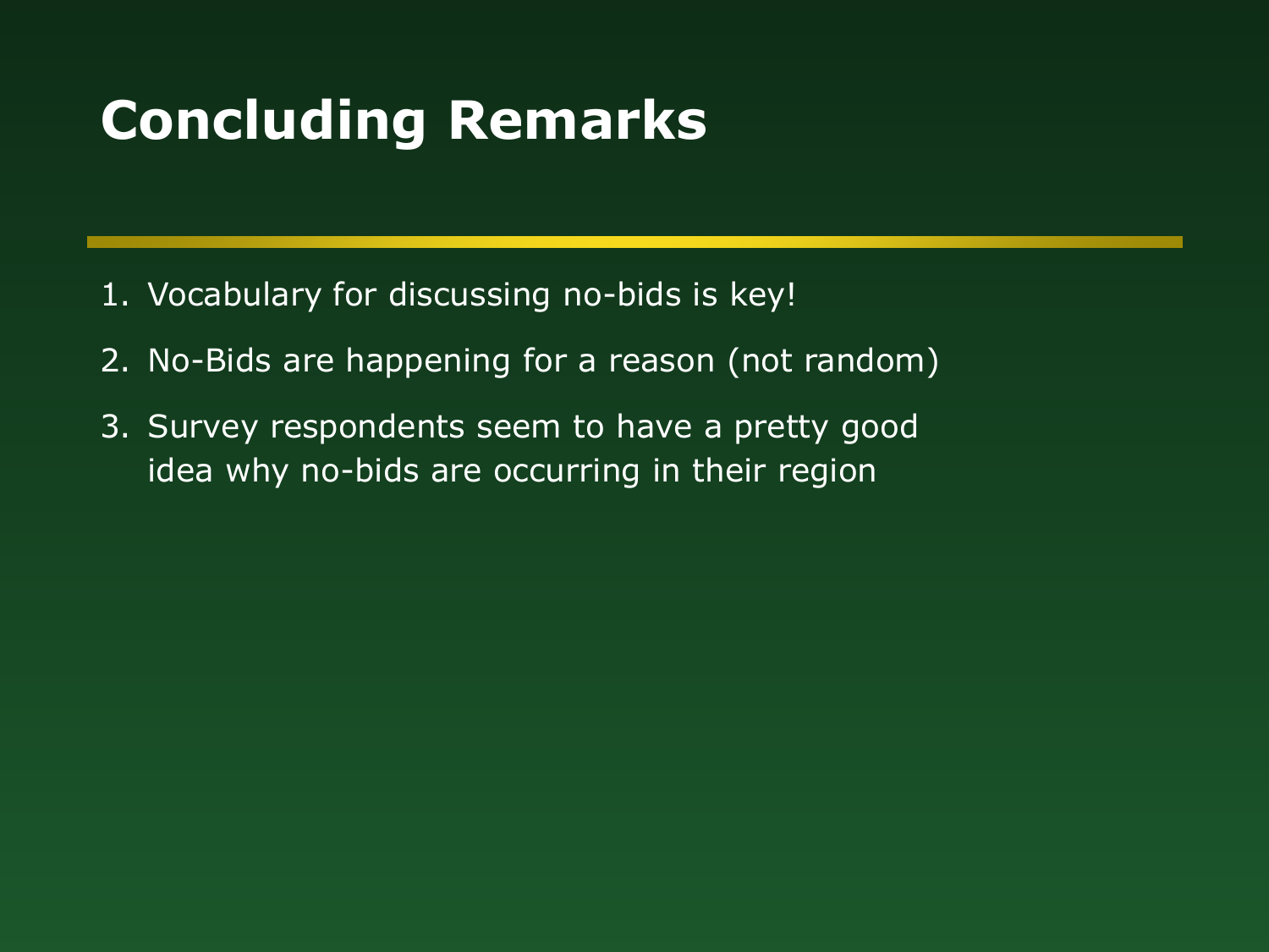# Concluding Remarks

1. Vocabulary for discussing no-bids is key!
2. No-Bids are happening for a reason (not random)
3. Survey respondents seem to have a pretty good idea why no-bids are occurring in their region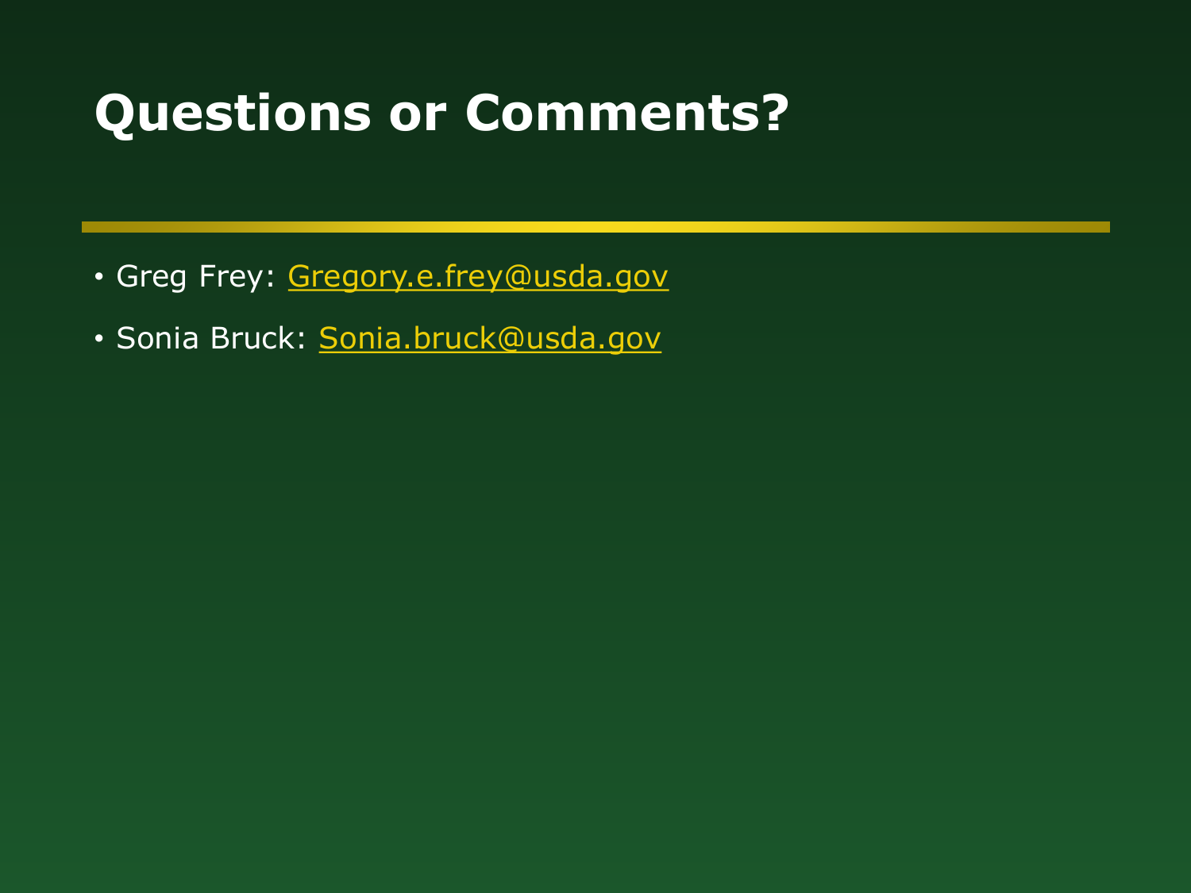# Questions or Comments?

- Greg Frey: Gregory.e.frey@usda.gov
- Sonia Bruck: Sonia.bruck@usda.gov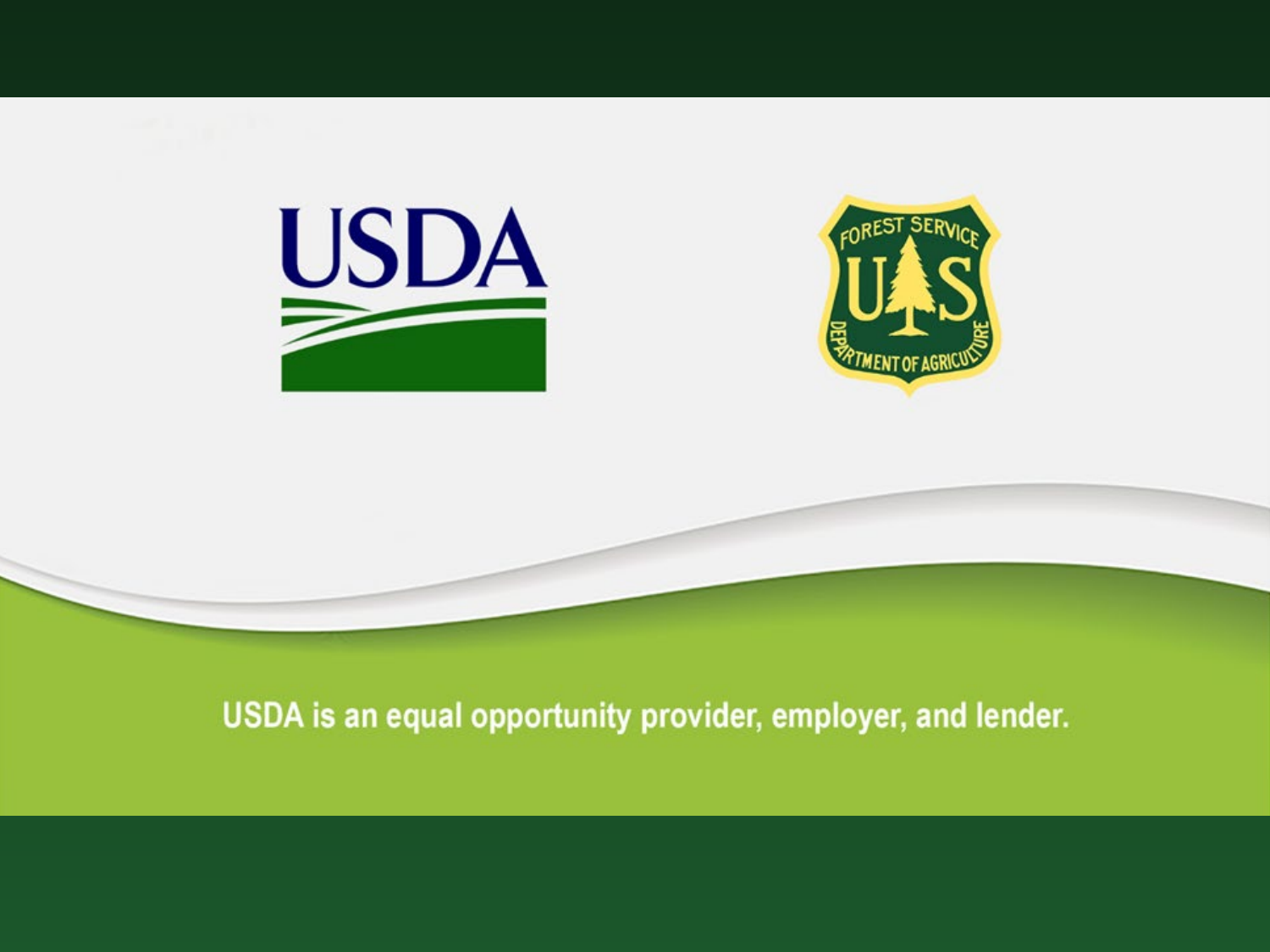USDA

FOREST SERVICE
U S
DEPARTMENT OF AGRICULTURE

USDA is an equal opportunity provider, employer, and lender.